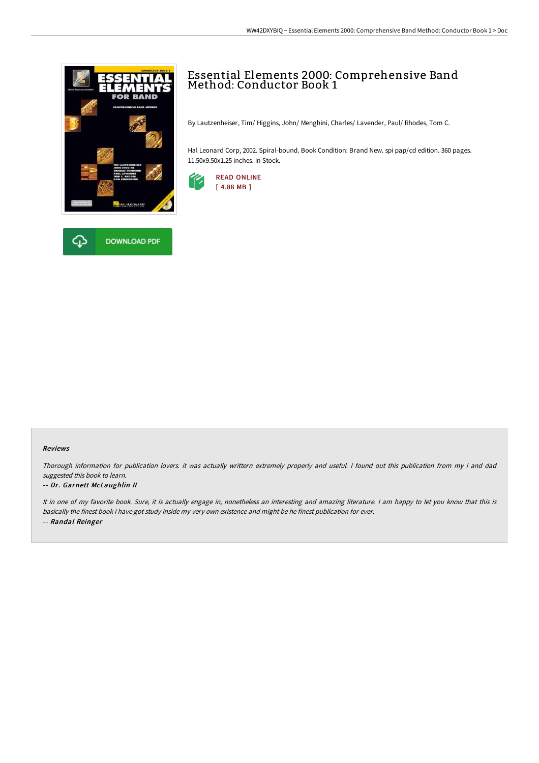# Essential Elements 2000: Comprehensive Band Method: Conductor Book 1

By Lautzenheiser, Tim/ Higgins, John/ Menghini, Charles/ Lavender, Paul/ Rhodes, Tom C.

Hal Leonard Corp, 2002. Spiral-bound. Book Condition: Brand New. spi pap/cd edition. 360 pages. 11.50x9.50x1.25 inches. In Stock.

READ ONLINE
[ 4.88 MB ]

DOWNLOAD PDF

### Reviews

*Thorough information for publication lovers. it was actually writtern extremely properly and useful. I found out this publication from my i and dad suggested this book to learn.*

-- ***Dr. Garnett McLaughlin II***

*It in one of my favorite book. Sure, it is actually engage in, nonetheless an interesting and amazing literature. I am happy to let you know that this is basically the finest book i have got study inside my very own existence and might be he finest publication for ever.*

-- ***Randal Reinger***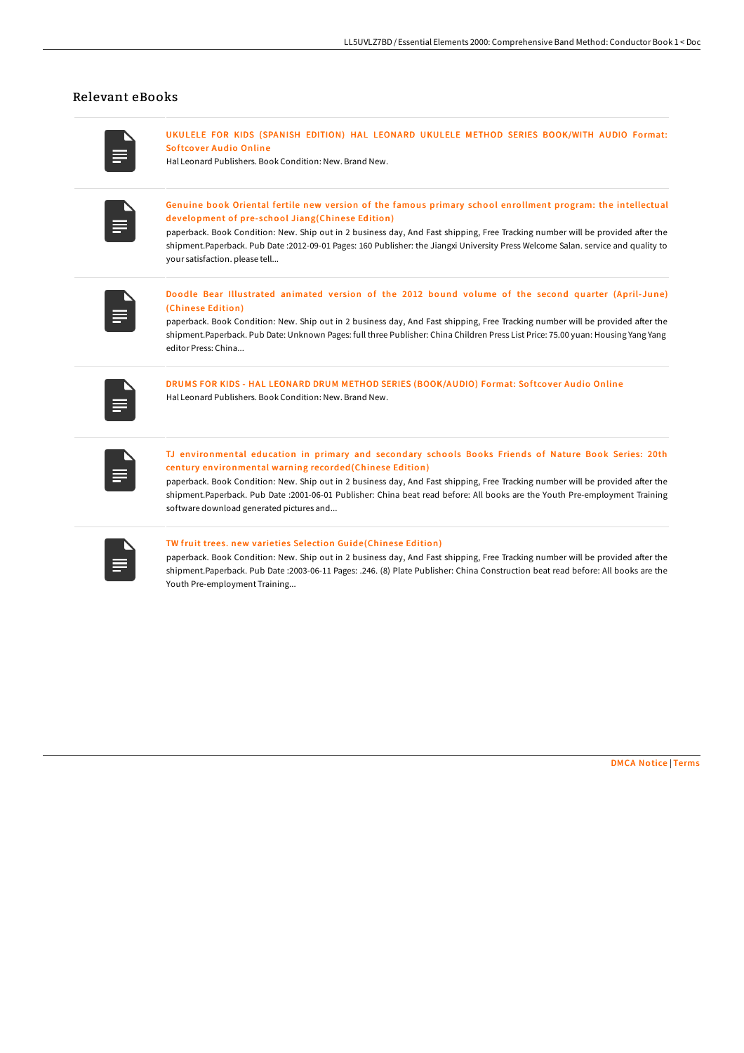## Relevant eBooks

UKULELE FOR KIDS (SPANISH EDITION) HAL LEONARD UKULELE METHOD SERIES BOOK/WITH AUDIO Format: Softcover Audio Online

Hal Leonard Publishers. Book Condition: New. Brand New.

Genuine book Oriental fertile new version of the famous primary school enrollment program: the intellectual development of pre-school Jiang(Chinese Edition)

paperback. Book Condition: New. Ship out in 2 business day, And Fast shipping, Free Tracking number will be provided after the shipment.Paperback. Pub Date :2012-09-01 Pages: 160 Publisher: the Jiangxi University Press Welcome Salan. service and quality to your satisfaction. please tell...

Doodle Bear Illustrated animated version of the 2012 bound volume of the second quarter (April-June) (Chinese Edition)

paperback. Book Condition: New. Ship out in 2 business day, And Fast shipping, Free Tracking number will be provided after the shipment.Paperback. Pub Date: Unknown Pages: full three Publisher: China Children Press List Price: 75.00 yuan: Housing Yang Yang editor Press: China...

DRUMS FOR KIDS - HAL LEONARD DRUM METHOD SERIES (BOOK/AUDIO) Format: Softcover Audio Online

Hal Leonard Publishers. Book Condition: New. Brand New.

TJ environmental education in primary and secondary schools Books Friends of Nature Book Series: 20th century environmental warning recorded(Chinese Edition)

paperback. Book Condition: New. Ship out in 2 business day, And Fast shipping, Free Tracking number will be provided after the shipment.Paperback. Pub Date :2001-06-01 Publisher: China beat read before: All books are the Youth Pre-employment Training software download generated pictures and...

TW fruit trees. new varieties Selection Guide(Chinese Edition)

paperback. Book Condition: New. Ship out in 2 business day, And Fast shipping, Free Tracking number will be provided after the shipment.Paperback. Pub Date :2003-06-11 Pages: .246. (8) Plate Publisher: China Construction beat read before: All books are the Youth Pre-employment Training...